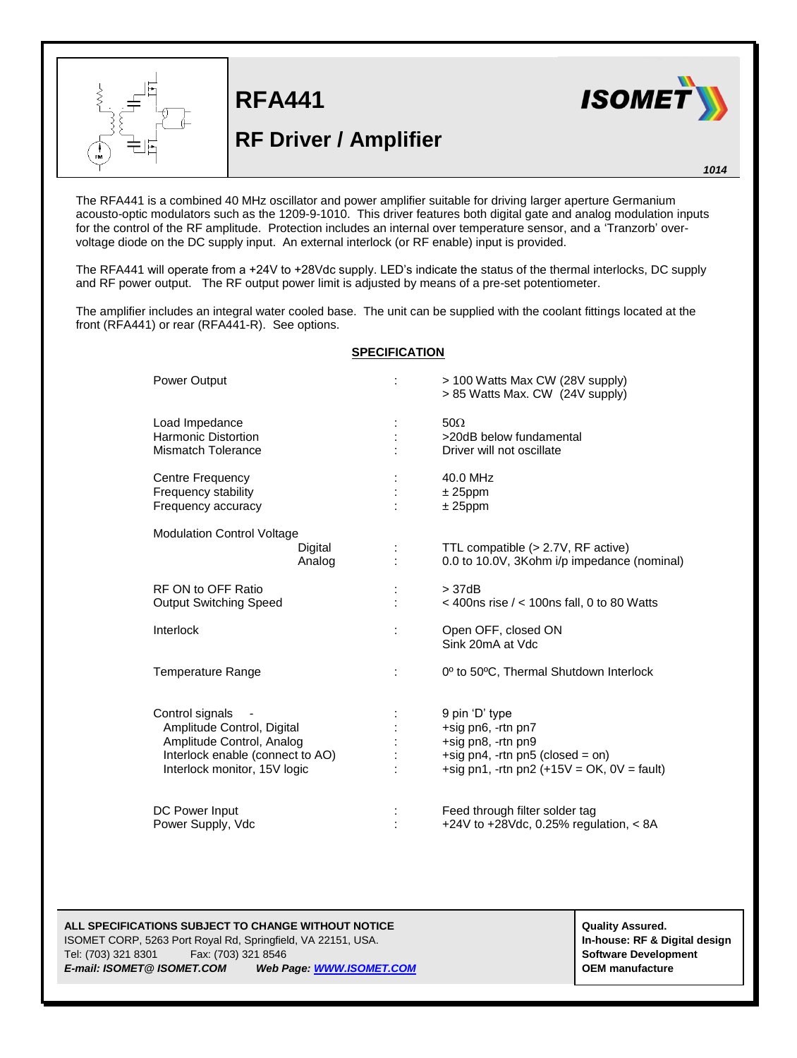# RFA441

## RF Driver / Amplifier

ISOMET

*1014*

The RFA441 is a combined 40 MHz oscillator and power amplifier suitable for driving larger aperture Germanium acousto-optic modulators such as the 1209-9-1010. This driver features both digital gate and analog modulation inputs for the control of the RF amplitude. Protection includes an internal over temperature sensor, and a 'Tranzorb' over-voltage diode on the DC supply input. An external interlock (or RF enable) input is provided.

The RFA441 will operate from a +24V to +28Vdc supply. LED's indicate the status of the thermal interlocks, DC supply and RF power output. The RF output power limit is adjusted by means of a pre-set potentiometer.

The amplifier includes an integral water cooled base. The unit can be supplied with the coolant fittings located at the front (RFA441) or rear (RFA441-R). See options.

**SPECIFICATION**

| | | |
|---|---|---|
| Power Output | : | > 100 Watts Max CW (28V supply)<br>> 85 Watts Max. CW (24V supply) |
| Load Impedance | : | 50Ω |
| Harmonic Distortion | : | >20dB below fundamental |
| Mismatch Tolerance | : | Driver will not oscillate |
| Centre Frequency | : | 40.0 MHz |
| Frequency stability | : | ± 25ppm |
| Frequency accuracy | : | ± 25ppm |
| Modulation Control Voltage | | |
| Digital | : | TTL compatible (> 2.7V, RF active) |
| Analog | : | 0.0 to 10.0V, 3Kohm i/p impedance (nominal) |
| RF ON to OFF Ratio | : | > 37dB |
| Output Switching Speed | : | < 400ns rise / < 100ns fall, 0 to 80 Watts |
| Interlock | : | Open OFF, closed ON<br>Sink 20mA at Vdc |
| Temperature Range | : | 0º to 50ºC, Thermal Shutdown Interlock |
| Control signals - | : | 9 pin 'D' type |
| Amplitude Control, Digital | : | +sig pn6, -rtn pn7 |
| Amplitude Control, Analog | : | +sig pn8, -rtn pn9 |
| Interlock enable (connect to AO) | : | +sig pn4, -rtn pn5 (closed = on) |
| Interlock monitor, 15V logic | : | +sig pn1, -rtn pn2 (+15V = OK, 0V = fault) |
| DC Power Input | : | Feed through filter solder tag |
| Power Supply, Vdc | : | +24V to +28Vdc, 0.25% regulation, < 8A |

**ALL SPECIFICATIONS SUBJECT TO CHANGE WITHOUT NOTICE**
ISOMET CORP, 5263 Port Royal Rd, Springfield, VA 22151, USA.
Tel: (703) 321 8301 Fax: (703) 321 8546
***E-mail: ISOMET@ ISOMET.COM Web Page: WWW.ISOMET.COM***

**Quality Assured.**
**In-house: RF & Digital design**
**Software Development**
**OEM manufacture**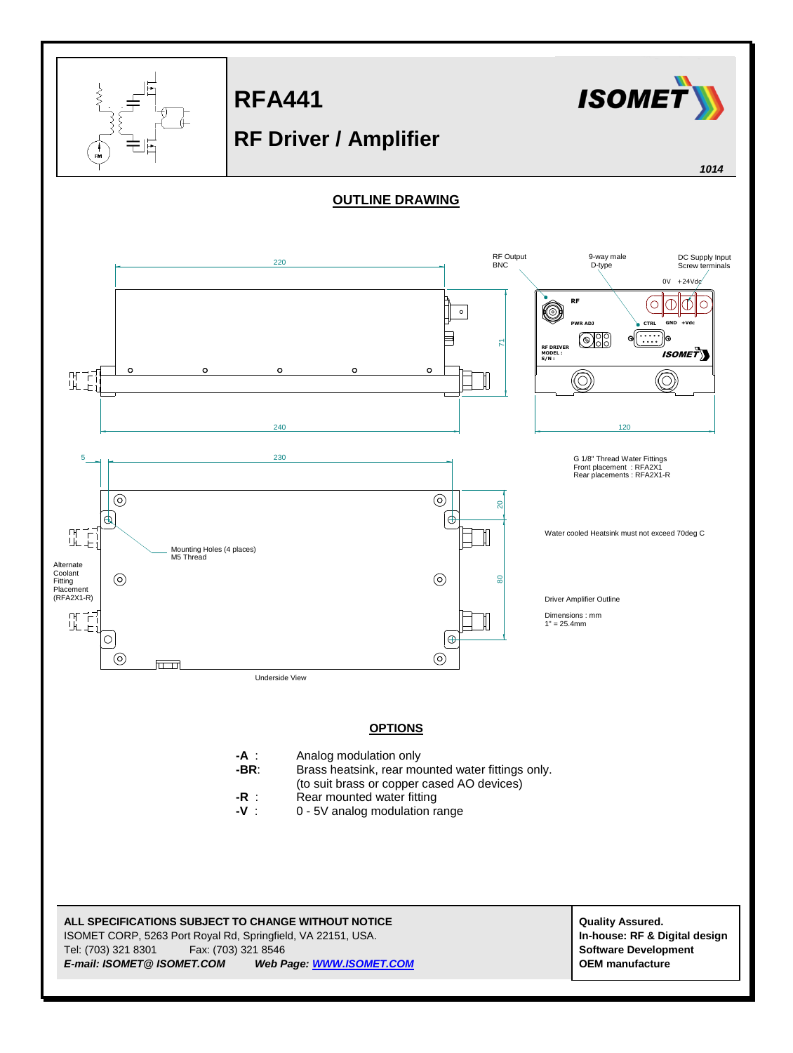# RFA441

## RF Driver / Amplifier

1014

## OUTLINE DRAWING

RF Output BNC

9-way male D-type

DC Supply Input Screw terminals

0V +24Vdc

RF

PWR ADJ

CTRL GND +Vdc

RF DRIVER
MODEL :
S/N :

220

71

240

120

5

230

20

80

G 1/8" Thread Water Fittings
Front placement : RFA2X1
Rear placements : RFA2X1-R

Water cooled Heatsink must not exceed 70deg C

Mounting Holes (4 places)
M5 Thread

Alternate Coolant Fitting Placement (RFA2X1-R)

Driver Amplifier Outline

Dimensions : mm
1" = 25.4mm

Underside View

## OPTIONS

**-A** : Analog modulation only

**-BR**: Brass heatsink, rear mounted water fittings only.
(to suit brass or copper cased AO devices)

**-R** : Rear mounted water fitting

**-V** : 0 - 5V analog modulation range

**ALL SPECIFICATIONS SUBJECT TO CHANGE WITHOUT NOTICE**
ISOMET CORP, 5263 Port Royal Rd, Springfield, VA 22151, USA.
Tel: (703) 321 8301 Fax: (703) 321 8546
***E-mail: ISOMET@ ISOMET.COM*** ***Web Page: WWW.ISOMET.COM***

**Quality Assured.**
**In-house: RF & Digital design**
**Software Development**
**OEM manufacture**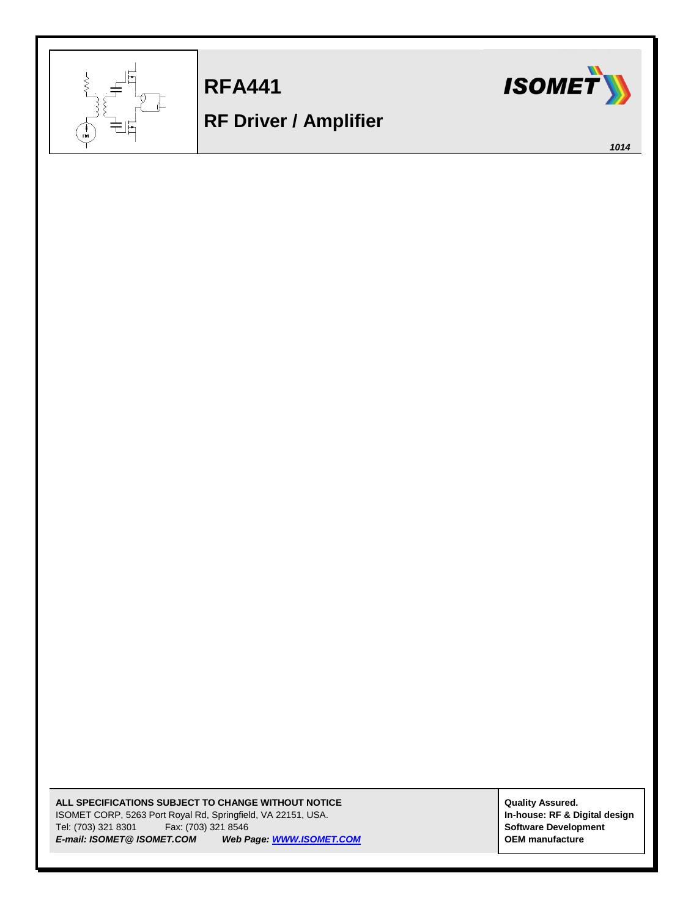# RFA441

## RF Driver / Amplifier

*1014*

**ALL SPECIFICATIONS SUBJECT TO CHANGE WITHOUT NOTICE**
ISOMET CORP, 5263 Port Royal Rd, Springfield, VA 22151, USA.
Tel: (703) 321 8301    Fax: (703) 321 8546
***E-mail: ISOMET@ ISOMET.COM***    ***Web Page: WWW.ISOMET.COM***

**Quality Assured.**
**In-house: RF & Digital design**
**Software Development**
**OEM manufacture**